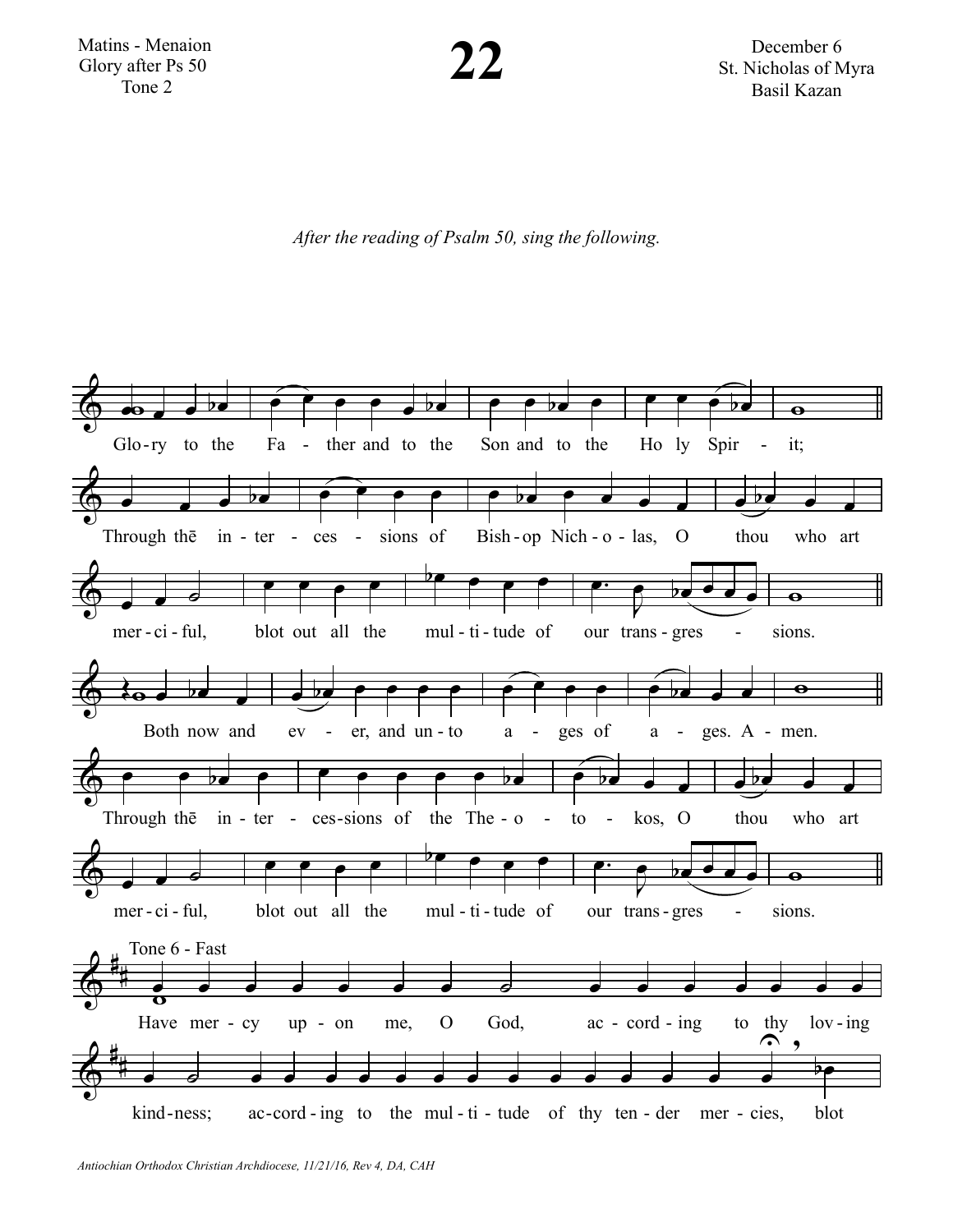Matins - Menaion
Glory after Ps 50
Tone 2

# 22

December 6
St. Nicholas of Myra
Basil Kazan

*After the reading of Psalm 50, sing the following.*

Glo-ry to the Fa - ther and to the Son and to the Ho ly Spir - it;

Through thē in - ter - ces - sions of Bish - op Nich - o - las, O thou who art mer - ci - ful, blot out all the mul - ti - tude of our trans - gres - sions.

Both now and ev - er, and un - to a - ges of a - ges. A - men.

Through thē in - ter - ces-sions of the The - o - to - kos, O thou who art mer - ci - ful, blot out all the mul - ti - tude of our trans - gres - sions.

Tone 6 - Fast

Have mer - cy up - on me, O God, ac - cord - ing to thy lov - ing kind-ness; ac-cord - ing to the mul - ti - tude of thy ten - der mer - cies, blot

*Antiochian Orthodox Christian Archdiocese, 11/21/16, Rev 4, DA, CAH*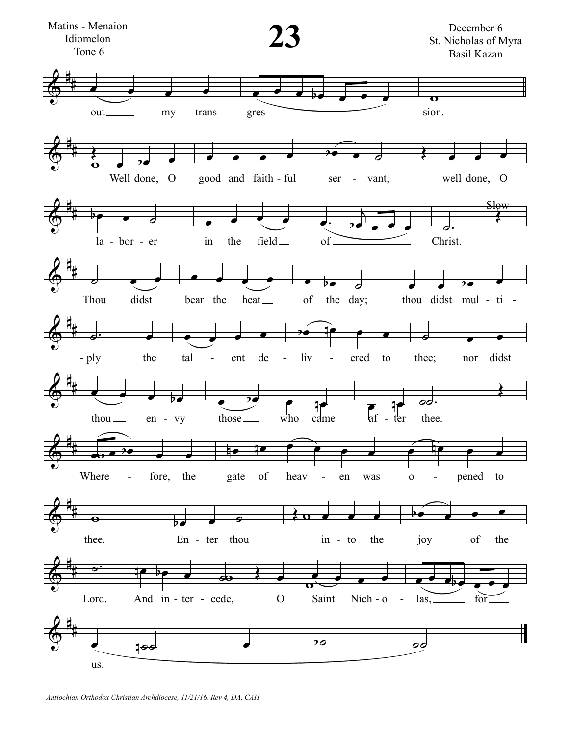Matins - Menaion
Idiomelon
Tone 6

# 23

December 6
St. Nicholas of Myra
Basil Kazan

out my trans - gres - - - - - - sion.

Well done, O good and faith - ful ser - vant; well done, O la - bor - er in the field of Christ.

Slow

Thou didst bear the heat of the day; thou didst mul - ti - - ply the tal - ent de - liv - ered to thee; nor didst thou en - vy those who came af - ter thee.

Where - fore, the gate of heav - en was o - pened to thee. En - ter thou in - to the joy of the Lord. And in - ter - cede, O Saint Nich - o - las, for us.

*Antiochian Orthodox Christian Archdiocese, 11/21/16, Rev 4, DA, CAH*